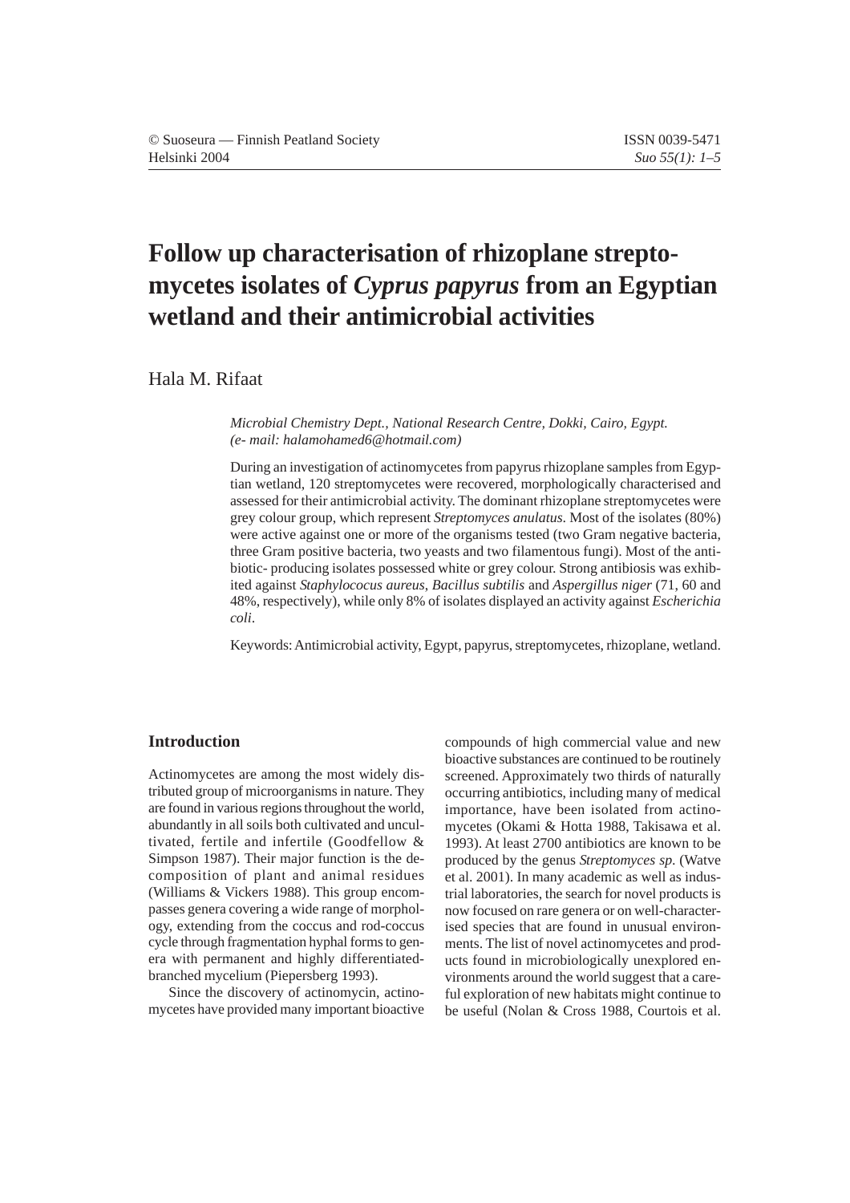# Follow up characterisation of rhizoplane streptomycetes isolates of *Cyprus papyrus* from an Egyptian wetland and their antimicrobial activities

Hala M. Rifaat

*Microbial Chemistry Dept., National Research Centre, Dokki, Cairo, Egypt. (e- mail: halamohamed6@hotmail.com)*

During an investigation of actinomycetes from papyrus rhizoplane samples from Egyptian wetland, 120 streptomycetes were recovered, morphologically characterised and assessed for their antimicrobial activity. The dominant rhizoplane streptomycetes were grey colour group, which represent *Streptomyces anulatus*. Most of the isolates (80%) were active against one or more of the organisms tested (two Gram negative bacteria, three Gram positive bacteria, two yeasts and two filamentous fungi). Most of the antibiotic- producing isolates possessed white or grey colour. Strong antibiosis was exhibited against *Staphylococus aureus*, *Bacillus subtilis* and *Aspergillus niger* (71, 60 and 48%, respectively), while only 8% of isolates displayed an activity against *Escherichia coli*.

Keywords: Antimicrobial activity, Egypt, papyrus, streptomycetes, rhizoplane, wetland.

## Introduction

Actinomycetes are among the most widely distributed group of microorganisms in nature. They are found in various regions throughout the world, abundantly in all soils both cultivated and uncultivated, fertile and infertile (Goodfellow & Simpson 1987). Their major function is the decomposition of plant and animal residues (Williams & Vickers 1988). This group encompasses genera covering a wide range of morphology, extending from the coccus and rod-coccus cycle through fragmentation hyphal forms to genera with permanent and highly differentiated-branched mycelium (Piepersberg 1993).

Since the discovery of actinomycin, actinomycetes have provided many important bioactive compounds of high commercial value and new bioactive substances are continued to be routinely screened. Approximately two thirds of naturally occurring antibiotics, including many of medical importance, have been isolated from actinomycetes (Okami & Hotta 1988, Takisawa et al. 1993). At least 2700 antibiotics are known to be produced by the genus *Streptomyces sp.* (Watve et al. 2001). In many academic as well as industrial laboratories, the search for novel products is now focused on rare genera or on well-characterised species that are found in unusual environments. The list of novel actinomycetes and products found in microbiologically unexplored environments around the world suggest that a careful exploration of new habitats might continue to be useful (Nolan & Cross 1988, Courtois et al.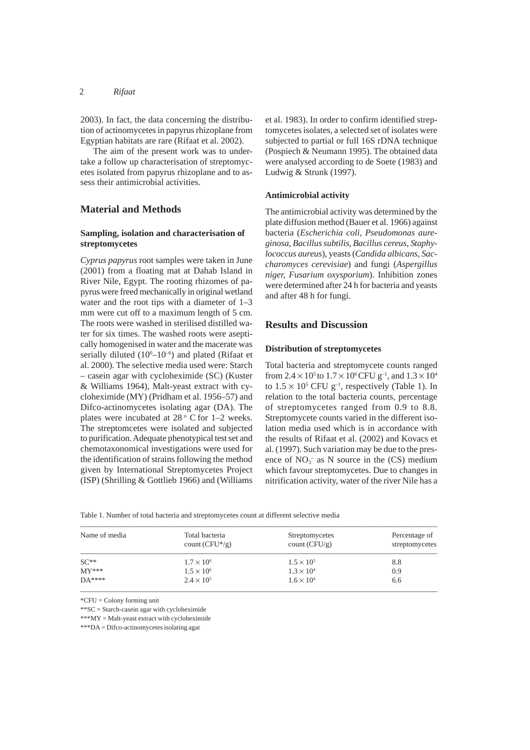2003). In fact, the data concerning the distribution of actinomycetes in papyrus rhizoplane from Egyptian habitats are rare (Rifaat et al. 2002).

The aim of the present work was to undertake a follow up characterisation of streptomycetes isolated from papyrus rhizoplane and to assess their antimicrobial activities.

## Material and Methods

### Sampling, isolation and characterisation of streptomycetes

*Cyprus papyrus* root samples were taken in June (2001) from a floating mat at Dahab Island in River Nile, Egypt. The rooting rhizomes of papyrus were freed mechanically in original wetland water and the root tips with a diameter of 1–3 mm were cut off to a maximum length of 5 cm. The roots were washed in sterilised distilled water for six times. The washed roots were aseptically homogenised in water and the macerate was serially diluted ($10^0$–$10^{-6}$) and plated (Rifaat et al. 2000). The selective media used were: Starch – casein agar with cycloheximide (SC) (Kuster & Williams 1964), Malt-yeast extract with cycloheximide (MY) (Pridham et al. 1956–57) and Difco-actinomycetes isolating agar (DA). The plates were incubated at 28 ° C for 1–2 weeks. The streptomcetes were isolated and subjected to purification. Adequate phenotypical test set and chemotaxonomical investigations were used for the identification of strains following the method given by International Streptomycetes Project (ISP) (Shrilling & Gottlieb 1966) and (Williams et al. 1983). In order to confirm identified streptomycetes isolates, a selected set of isolates were subjected to partial or full 16S rDNA technique (Pospiech & Neumann 1995). The obtained data were analysed according to de Soete (1983) and Ludwig & Strunk (1997).

### Antimicrobial activity

The antimicrobial activity was determined by the plate diffusion method (Bauer et al. 1966) against bacteria (*Escherichia coli*, *Pseudomonas aureginosa*, *Bacillus subtilis*, *Bacillus cereus*, *Staphylococcus aureus*), yeasts (*Candida albicans*, *Saccharomyces cerevisiae*) and fungi (*Aspergillus niger*, *Fusarium oxysporium*). Inhibition zones were determined after 24 h for bacteria and yeasts and after 48 h for fungi.

## Results and Discussion

### Distribution of streptomycetes

Total bacteria and streptomycete counts ranged from $2.4 \times 10^5$ to $1.7 \times 10^6$ CFU $g^{-1}$, and $1.3 \times 10^4$ to $1.5 \times 10^5$ CFU $g^{-1}$, respectively (Table 1). In relation to the total bacteria counts, percentage of streptomycetes ranged from 0.9 to 8.8. Streptomycete counts varied in the different isolation media used which is in accordance with the results of Rifaat et al. (2002) and Kovacs et al. (1997). Such variation may be due to the presence of $NO_3^-$ as N source in the (CS) medium which favour streptomycetes. Due to changes in nitrification activity, water of the river Nile has a

Table 1. Number of total bacteria and streptomycetes count at different selective media

| Name of media | Total bacteria count (CFU*/g) | Streptomycetes count (CFU/g) | Percentage of streptomycetes |
|---|---|---|---|
| SC** | $1.7 \times 10^6$ | $1.5 \times 10^5$ | 8.8 |
| MY*** | $1.5 \times 10^6$ | $1.3 \times 10^4$ | 0.9 |
| DA**** | $2.4 \times 10^5$ | $1.6 \times 10^4$ | 6.6 |

*CFU = Colony forming unit

**SC = Starch-casein agar with cycloheximide

***MY = Malt-yeast extract with cycloheximide

***DA = Difco-actinomycetes isolating agar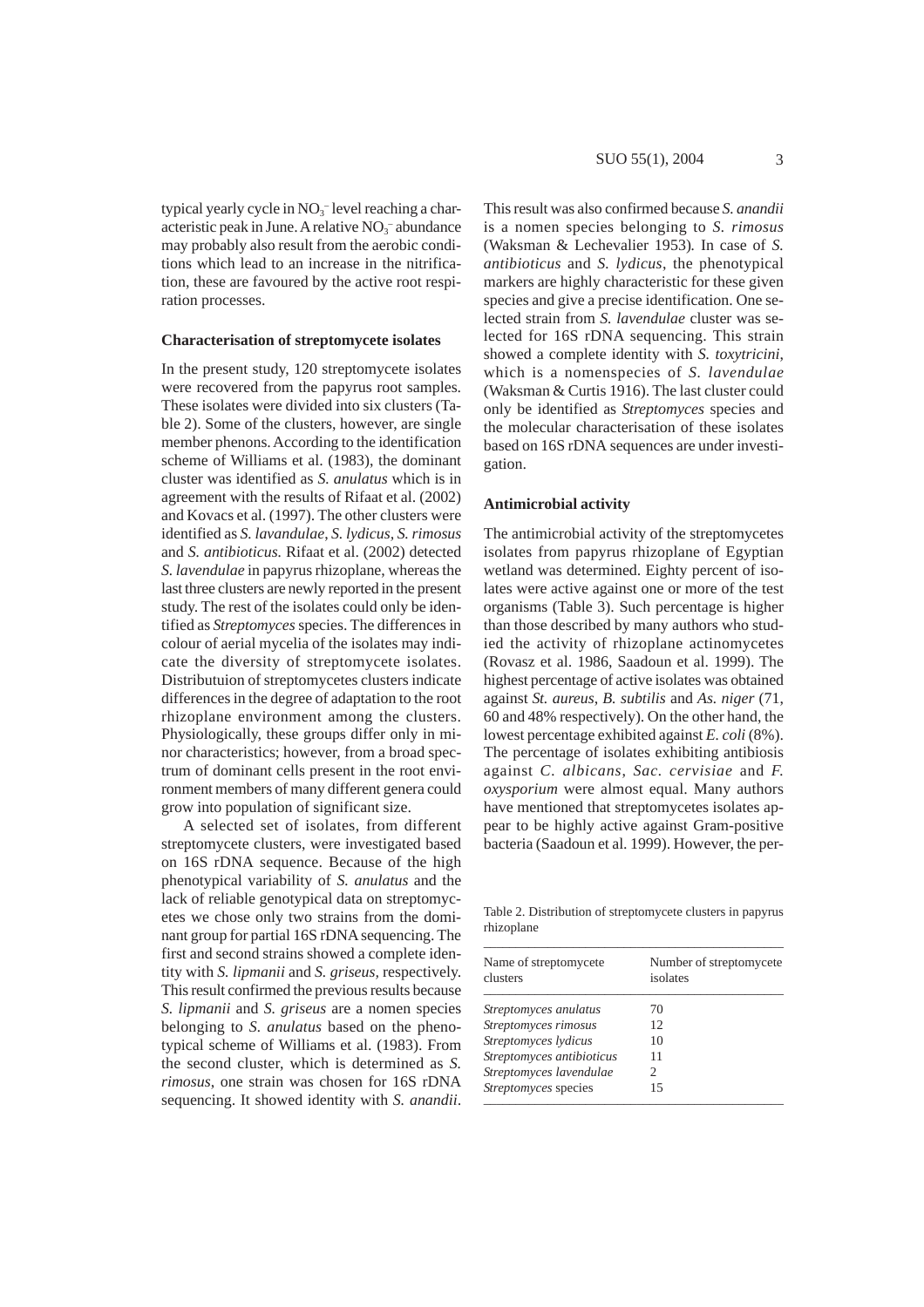typical yearly cycle in $NO_3^-$ level reaching a characteristic peak in June. A relative $NO_3^-$ abundance may probably also result from the aerobic conditions which lead to an increase in the nitrification, these are favoured by the active root respiration processes.

### Characterisation of streptomycete isolates

In the present study, 120 streptomycete isolates were recovered from the papyrus root samples. These isolates were divided into six clusters (Table 2). Some of the clusters, however, are single member phenons. According to the identification scheme of Williams et al. (1983), the dominant cluster was identified as *S. anulatus* which is in agreement with the results of Rifaat et al. (2002) and Kovacs et al. (1997). The other clusters were identified as *S. lavandulae*, *S. lydicus*, *S. rimosus* and *S. antibioticus.* Rifaat et al. (2002) detected *S. lavendulae* in papyrus rhizoplane, whereas the last three clusters are newly reported in the present study. The rest of the isolates could only be identified as *Streptomyces* species. The differences in colour of aerial mycelia of the isolates may indicate the diversity of streptomycete isolates. Distributuion of streptomycetes clusters indicate differences in the degree of adaptation to the root rhizoplane environment among the clusters. Physiologically, these groups differ only in minor characteristics; however, from a broad spectrum of dominant cells present in the root environment members of many different genera could grow into population of significant size.

A selected set of isolates, from different streptomycete clusters, were investigated based on 16S rDNA sequence. Because of the high phenotypical variability of *S. anulatus* and the lack of reliable genotypical data on streptomycetes we chose only two strains from the dominant group for partial 16S rDNA sequencing. The first and second strains showed a complete identity with *S. lipmanii* and *S. griseus*, respectively. This result confirmed the previous results because *S. lipmanii* and *S. griseus* are a nomen species belonging to *S. anulatus* based on the phenotypical scheme of Williams et al. (1983). From the second cluster, which is determined as *S. rimosus*, one strain was chosen for 16S rDNA sequencing. It showed identity with *S. anandii*. This result was also confirmed because *S. anandii* is a nomen species belonging to *S. rimosus* (Waksman & Lechevalier 1953)*.* In case of *S. antibioticus* and *S. lydicus*, the phenotypical markers are highly characteristic for these given species and give a precise identification. One selected strain from *S. lavendulae* cluster was selected for 16S rDNA sequencing. This strain showed a complete identity with *S. toxytricini*, which is a nomenspecies of *S. lavendulae* (Waksman & Curtis 1916). The last cluster could only be identified as *Streptomyces* species and the molecular characterisation of these isolates based on 16S rDNA sequences are under investigation.

### Antimicrobial activity

The antimicrobial activity of the streptomycetes isolates from papyrus rhizoplane of Egyptian wetland was determined. Eighty percent of isolates were active against one or more of the test organisms (Table 3). Such percentage is higher than those described by many authors who studied the activity of rhizoplane actinomycetes (Rovasz et al. 1986, Saadoun et al. 1999). The highest percentage of active isolates was obtained against *St. aureus*, *B. subtilis* and *As. niger* (71, 60 and 48% respectively). On the other hand, the lowest percentage exhibited against *E. coli* (8%). The percentage of isolates exhibiting antibiosis against *C. albicans*, *Sac. cervisiae* and *F. oxysporium* were almost equal. Many authors have mentioned that streptomycetes isolates appear to be highly active against Gram-positive bacteria (Saadoun et al. 1999). However, the per-

Table 2. Distribution of streptomycete clusters in papyrus rhizoplane

| Name of streptomycete clusters | Number of streptomycete isolates |
|---|---|
| *Streptomyces anulatus* | 70 |
| *Streptomyces rimosus* | 12 |
| *Streptomyces lydicus* | 10 |
| *Streptomyces antibioticus* | 11 |
| *Streptomyces lavendulae* | 2 |
| *Streptomyces* species | 15 |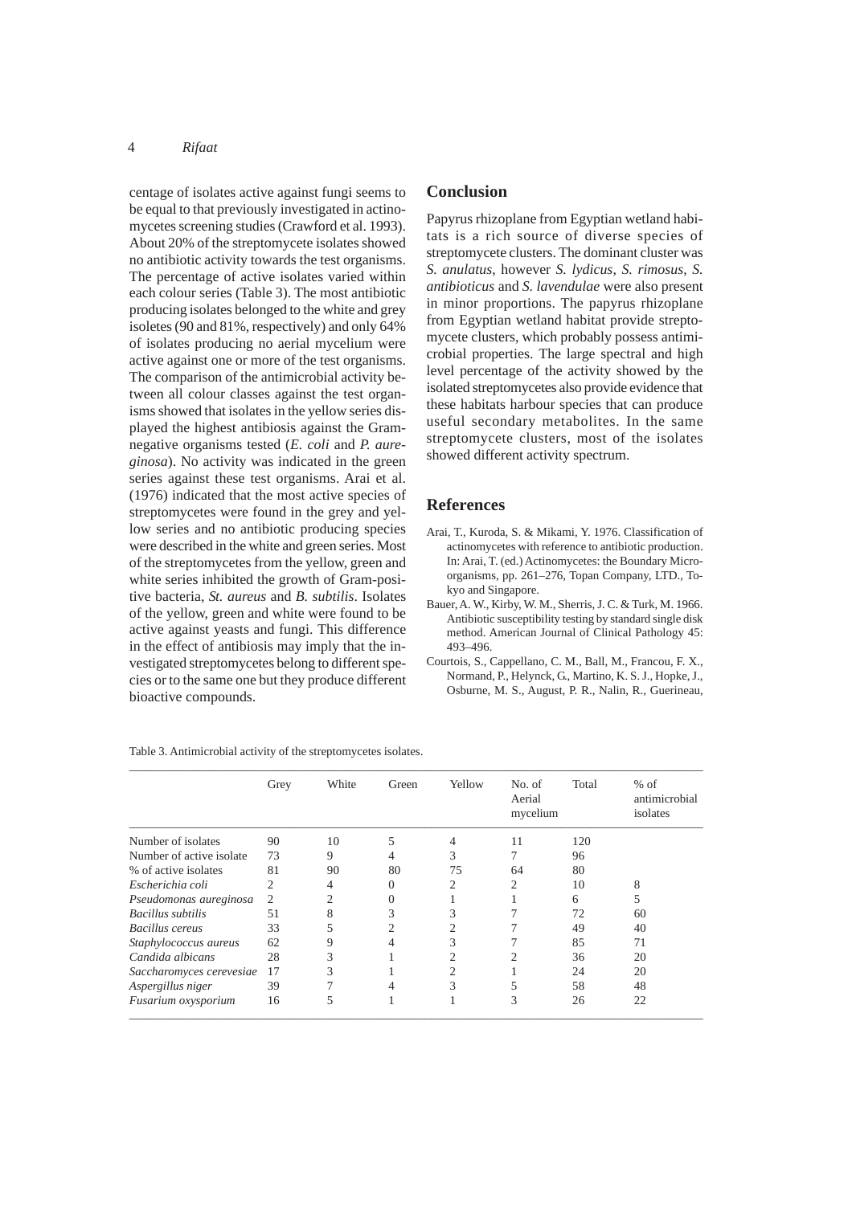centage of isolates active against fungi seems to be equal to that previously investigated in actinomycetes screening studies (Crawford et al. 1993). About 20% of the streptomycete isolates showed no antibiotic activity towards the test organisms. The percentage of active isolates varied within each colour series (Table 3). The most antibiotic producing isolates belonged to the white and grey isoletes (90 and 81%, respectively) and only 64% of isolates producing no aerial mycelium were active against one or more of the test organisms. The comparison of the antimicrobial activity between all colour classes against the test organisms showed that isolates in the yellow series displayed the highest antibiosis against the Gram-negative organisms tested (*E. coli* and *P. aureginosa*). No activity was indicated in the green series against these test organisms. Arai et al. (1976) indicated that the most active species of streptomycetes were found in the grey and yellow series and no antibiotic producing species were described in the white and green series. Most of the streptomycetes from the yellow, green and white series inhibited the growth of Gram-positive bacteria, *St. aureus* and *B. subtilis*. Isolates of the yellow, green and white were found to be active against yeasts and fungi. This difference in the effect of antibiosis may imply that the investigated streptomycetes belong to different species or to the same one but they produce different bioactive compounds.

## Conclusion

Papyrus rhizoplane from Egyptian wetland habitats is a rich source of diverse species of streptomycete clusters. The dominant cluster was *S. anulatus*, however *S. lydicus*, *S. rimosus*, *S. antibioticus* and *S. lavendulae* were also present in minor proportions. The papyrus rhizoplane from Egyptian wetland habitat provide streptomycete clusters, which probably possess antimicrobial properties. The large spectral and high level percentage of the activity showed by the isolated streptomycetes also provide evidence that these habitats harbour species that can produce useful secondary metabolites. In the same streptomycete clusters, most of the isolates showed different activity spectrum.

## References

Arai, T., Kuroda, S. & Mikami, Y. 1976. Classification of actinomycetes with reference to antibiotic production. In: Arai, T. (ed.) Actinomycetes: the Boundary Microorganisms, pp. 261–276, Topan Company, LTD., Tokyo and Singapore.

Bauer, A. W., Kirby, W. M., Sherris, J. C. & Turk, M. 1966. Antibiotic susceptibility testing by standard single disk method. American Journal of Clinical Pathology 45: 493–496.

Courtois, S., Cappellano, C. M., Ball, M., Francou, F. X., Normand, P., Helynck, G., Martino, K. S. J., Hopke, J., Osburne, M. S., August, P. R., Nalin, R., Guerineau,

Table 3. Antimicrobial activity of the streptomycetes isolates.

| | Grey | White | Green | Yellow | No. of Aerial mycelium | Total | % of antimicrobial isolates |
|---|---|---|---|---|---|---|---|
| Number of isolates | 90 | 10 | 5 | 4 | 11 | 120 | |
| Number of active isolate | 73 | 9 | 4 | 3 | 7 | 96 | |
| % of active isolates | 81 | 90 | 80 | 75 | 64 | 80 | |
| *Escherichia coli* | 2 | 4 | 0 | 2 | 2 | 10 | 8 |
| *Pseudomonas aureginosa* | 2 | 2 | 0 | 1 | 1 | 6 | 5 |
| *Bacillus subtilis* | 51 | 8 | 3 | 3 | 7 | 72 | 60 |
| *Bacillus cereus* | 33 | 5 | 2 | 2 | 7 | 49 | 40 |
| *Staphylococcus aureus* | 62 | 9 | 4 | 3 | 7 | 85 | 71 |
| *Candida albicans* | 28 | 3 | 1 | 2 | 2 | 36 | 20 |
| *Saccharomyces cerevesiae* | 17 | 3 | 1 | 2 | 1 | 24 | 20 |
| *Aspergillus niger* | 39 | 7 | 4 | 3 | 5 | 58 | 48 |
| *Fusarium oxysporium* | 16 | 5 | 1 | 1 | 3 | 26 | 22 |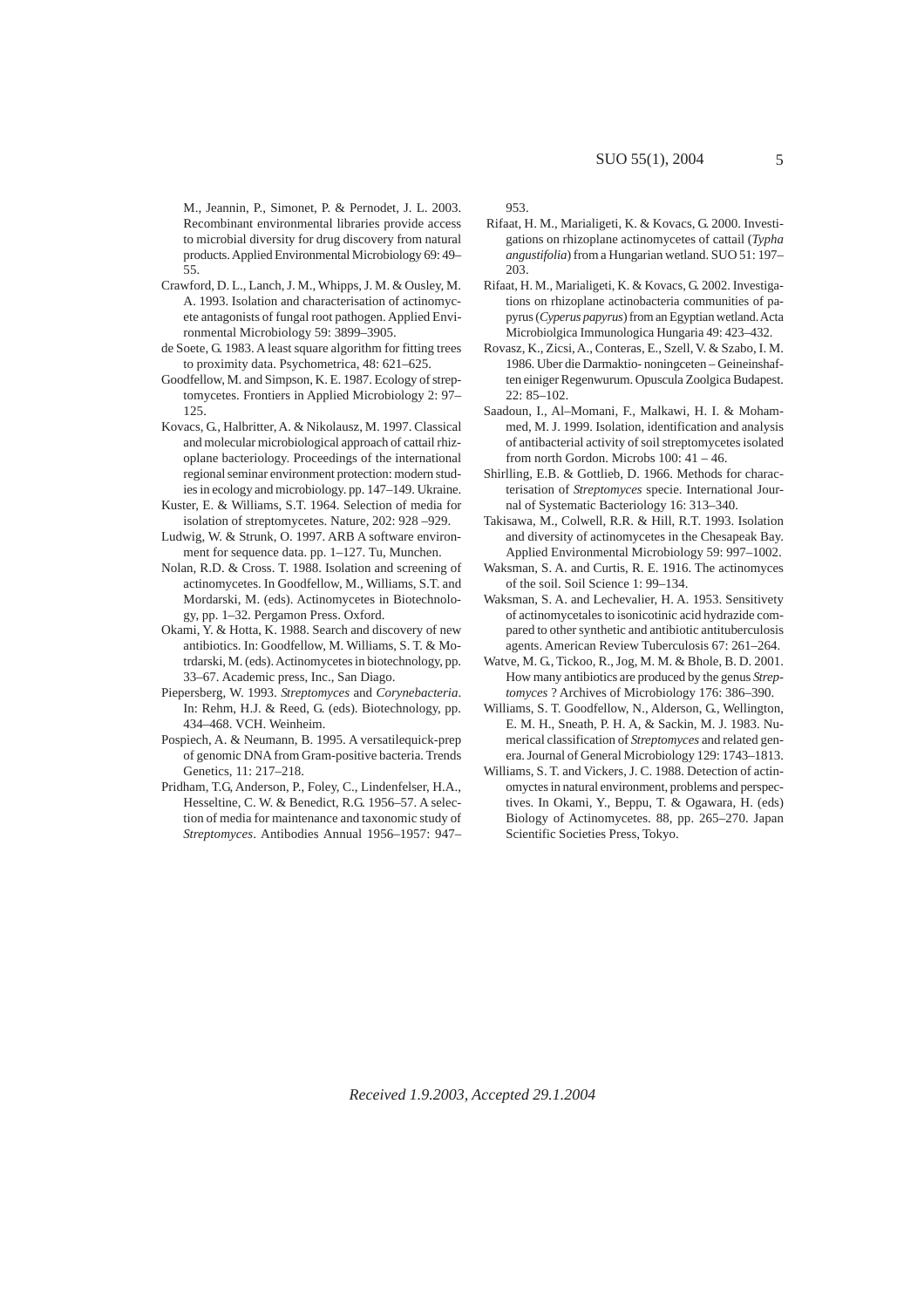M., Jeannin, P., Simonet, P. & Pernodet, J. L. 2003. Recombinant environmental libraries provide access to microbial diversity for drug discovery from natural products. Applied Environmental Microbiology 69: 49–55.

Crawford, D. L., Lanch, J. M., Whipps, J. M. & Ousley, M. A. 1993. Isolation and characterisation of actinomycete antagonists of fungal root pathogen. Applied Environmental Microbiology 59: 3899–3905.

de Soete, G. 1983. A least square algorithm for fitting trees to proximity data. Psychometrica, 48: 621–625.

Goodfellow, M. and Simpson, K. E. 1987. Ecology of streptomycetes. Frontiers in Applied Microbiology 2: 97–125.

Kovacs, G., Halbritter, A. & Nikolausz, M. 1997. Classical and molecular microbiological approach of cattail rhizoplane bacteriology. Proceedings of the international regional seminar environment protection: modern studies in ecology and microbiology. pp. 147–149. Ukraine.

Kuster, E. & Williams, S.T. 1964. Selection of media for isolation of streptomycetes. Nature, 202: 928 –929.

Ludwig, W. & Strunk, O. 1997. ARB A software environment for sequence data. pp. 1–127. Tu, Munchen.

Nolan, R.D. & Cross. T. 1988. Isolation and screening of actinomycetes. In Goodfellow, M., Williams, S.T. and Mordarski, M. (eds). Actinomycetes in Biotechnology, pp. 1–32. Pergamon Press. Oxford.

Okami, Y. & Hotta, K. 1988. Search and discovery of new antibiotics. In: Goodfellow, M. Williams, S. T. & Motrdarski, M. (eds). Actinomycetes in biotechnology, pp. 33–67. Academic press, Inc., San Diago.

Piepersberg, W. 1993. *Streptomyces* and *Corynebacteria*. In: Rehm, H.J. & Reed, G. (eds). Biotechnology, pp. 434–468. VCH. Weinheim.

Pospiech, A. & Neumann, B. 1995. A versatilequick-prep of genomic DNA from Gram-positive bacteria. Trends Genetics, 11: 217–218.

Pridham, T.G, Anderson, P., Foley, C., Lindenfelser, H.A., Hesseltine, C. W. & Benedict, R.G. 1956–57. A selection of media for maintenance and taxonomic study of *Streptomyces*. Antibodies Annual 1956–1957: 947–953.

Rifaat, H. M., Marialigeti, K. & Kovacs, G. 2000. Investigations on rhizoplane actinomycetes of cattail (*Typha angustifolia*) from a Hungarian wetland. SUO 51: 197–203.

Rifaat, H. M., Marialigeti, K. & Kovacs, G. 2002. Investigations on rhizoplane actinobacteria communities of papyrus (*Cyperus papyrus*) from an Egyptian wetland. Acta Microbiolgica Immunologica Hungaria 49: 423–432.

Rovasz, K., Zicsi, A., Conteras, E., Szell, V. & Szabo, I. M. 1986. Uber die Darmaktio- noningceten – Geineinshaften einiger Regenwurum. Opuscula Zoolgica Budapest. 22: 85–102.

Saadoun, I., Al–Momani, F., Malkawi, H. I. & Mohammed, M. J. 1999. Isolation, identification and analysis of antibacterial activity of soil streptomycetes isolated from north Gordon. Microbs 100: 41 – 46.

Shirlling, E.B. & Gottlieb, D. 1966. Methods for characterisation of *Streptomyces* specie. International Journal of Systematic Bacteriology 16: 313–340.

Takisawa, M., Colwell, R.R. & Hill, R.T. 1993. Isolation and diversity of actinomycetes in the Chesapeak Bay. Applied Environmental Microbiology 59: 997–1002.

Waksman, S. A. and Curtis, R. E. 1916. The actinomyces of the soil. Soil Science 1: 99–134.

Waksman, S. A. and Lechevalier, H. A. 1953. Sensitivety of actinomycetales to isonicotinic acid hydrazide compared to other synthetic and antibiotic antituberculosis agents. American Review Tuberculosis 67: 261–264.

Watve, M. G., Tickoo, R., Jog, M. M. & Bhole, B. D. 2001. How many antibiotics are produced by the genus *Streptomyces* ? Archives of Microbiology 176: 386–390.

Williams, S. T. Goodfellow, N., Alderson, G., Wellington, E. M. H., Sneath, P. H. A, & Sackin, M. J. 1983. Numerical classification of *Streptomyces* and related genera. Journal of General Microbiology 129: 1743–1813.

Williams, S. T. and Vickers, J. C. 1988. Detection of actinomyctes in natural environment, problems and perspectives. In Okami, Y., Beppu, T. & Ogawara, H. (eds) Biology of Actinomycetes. 88, pp. 265–270. Japan Scientific Societies Press, Tokyo.

*Received 1.9.2003, Accepted 29.1.2004*